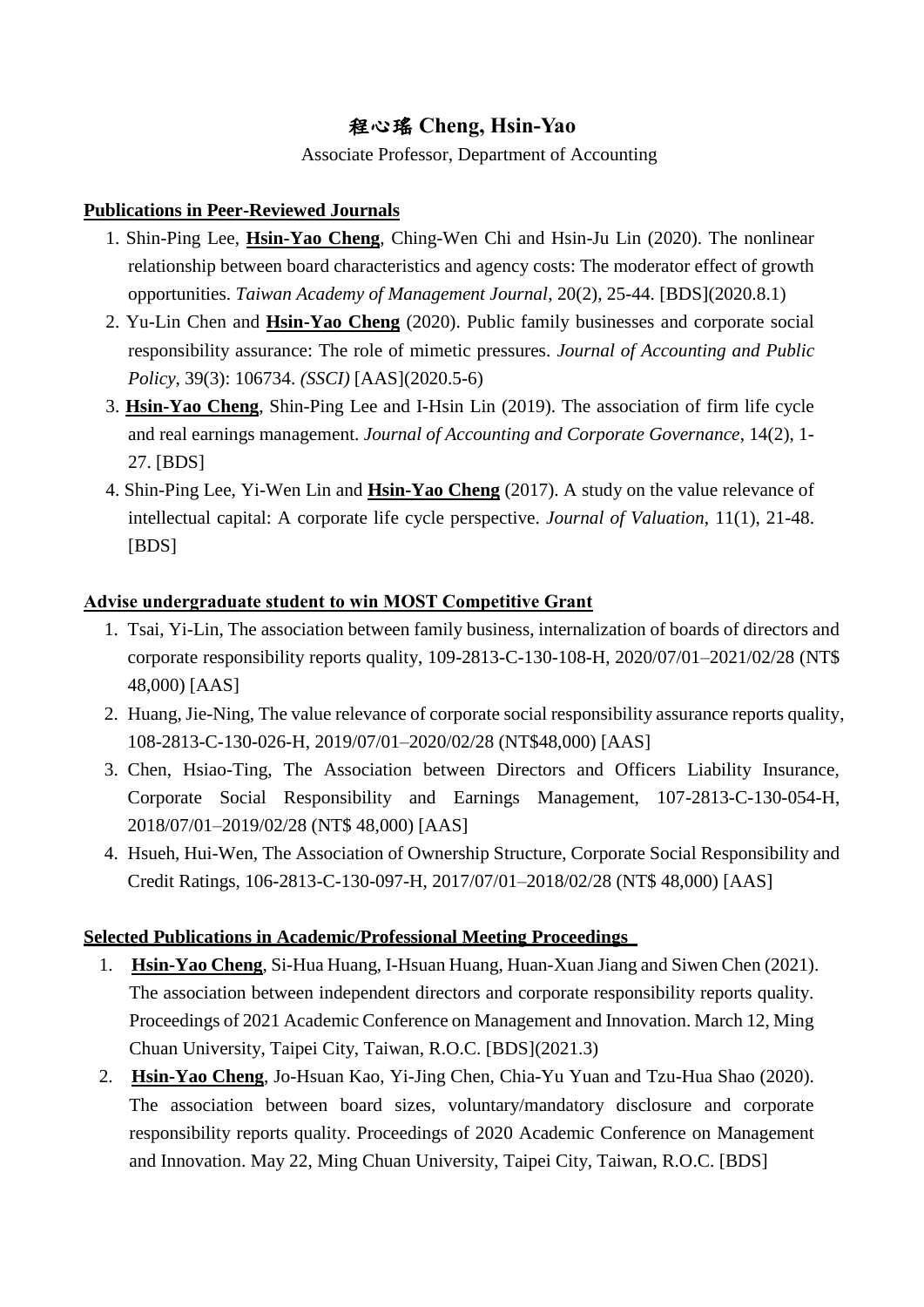# 程心瑤 Cheng, Hsin-Yao

Associate Professor, Department of Accounting

## Publications in Peer-Reviewed Journals

1. Shin-Ping Lee, **Hsin-Yao Cheng**, Ching-Wen Chi and Hsin-Ju Lin (2020). The nonlinear relationship between board characteristics and agency costs: The moderator effect of growth opportunities. *Taiwan Academy of Management Journal*, 20(2), 25-44. [BDS](2020.8.1)
2. Yu-Lin Chen and **Hsin-Yao Cheng** (2020). Public family businesses and corporate social responsibility assurance: The role of mimetic pressures. *Journal of Accounting and Public Policy*, 39(3): 106734. *(SSCI)* [AAS](2020.5-6)
3. **Hsin-Yao Cheng**, Shin-Ping Lee and I-Hsin Lin (2019). The association of firm life cycle and real earnings management. *Journal of Accounting and Corporate Governance*, 14(2), 1-27. [BDS]
4. Shin-Ping Lee, Yi-Wen Lin and **Hsin-Yao Cheng** (2017). A study on the value relevance of intellectual capital: A corporate life cycle perspective. *Journal of Valuation*, 11(1), 21-48. [BDS]

## Advise undergraduate student to win MOST Competitive Grant

1. Tsai, Yi-Lin, The association between family business, internalization of boards of directors and corporate responsibility reports quality, 109-2813-C-130-108-H, 2020/07/01–2021/02/28 (NT$ 48,000) [AAS]
2. Huang, Jie-Ning, The value relevance of corporate social responsibility assurance reports quality, 108-2813-C-130-026-H, 2019/07/01–2020/02/28 (NT$48,000) [AAS]
3. Chen, Hsiao-Ting, The Association between Directors and Officers Liability Insurance, Corporate Social Responsibility and Earnings Management, 107-2813-C-130-054-H, 2018/07/01–2019/02/28 (NT$ 48,000) [AAS]
4. Hsueh, Hui-Wen, The Association of Ownership Structure, Corporate Social Responsibility and Credit Ratings, 106-2813-C-130-097-H, 2017/07/01–2018/02/28 (NT$ 48,000) [AAS]

## Selected Publications in Academic/Professional Meeting Proceedings

1. **Hsin-Yao Cheng**, Si-Hua Huang, I-Hsuan Huang, Huan-Xuan Jiang and Siwen Chen (2021). The association between independent directors and corporate responsibility reports quality. Proceedings of 2021 Academic Conference on Management and Innovation. March 12, Ming Chuan University, Taipei City, Taiwan, R.O.C. [BDS](2021.3)
2. **Hsin-Yao Cheng**, Jo-Hsuan Kao, Yi-Jing Chen, Chia-Yu Yuan and Tzu-Hua Shao (2020). The association between board sizes, voluntary/mandatory disclosure and corporate responsibility reports quality. Proceedings of 2020 Academic Conference on Management and Innovation. May 22, Ming Chuan University, Taipei City, Taiwan, R.O.C. [BDS]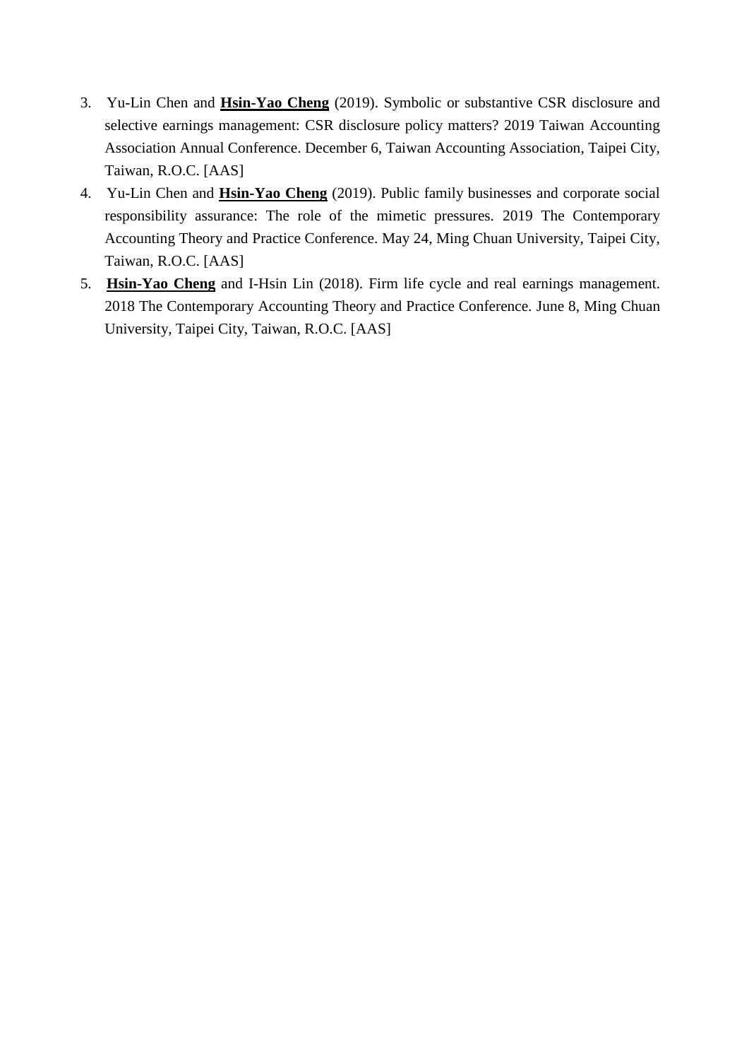3. Yu-Lin Chen and **Hsin-Yao Cheng** (2019). Symbolic or substantive CSR disclosure and selective earnings management: CSR disclosure policy matters? 2019 Taiwan Accounting Association Annual Conference. December 6, Taiwan Accounting Association, Taipei City, Taiwan, R.O.C. [AAS]
4. Yu-Lin Chen and **Hsin-Yao Cheng** (2019). Public family businesses and corporate social responsibility assurance: The role of the mimetic pressures. 2019 The Contemporary Accounting Theory and Practice Conference. May 24, Ming Chuan University, Taipei City, Taiwan, R.O.C. [AAS]
5. **Hsin-Yao Cheng** and I-Hsin Lin (2018). Firm life cycle and real earnings management. 2018 The Contemporary Accounting Theory and Practice Conference. June 8, Ming Chuan University, Taipei City, Taiwan, R.O.C. [AAS]